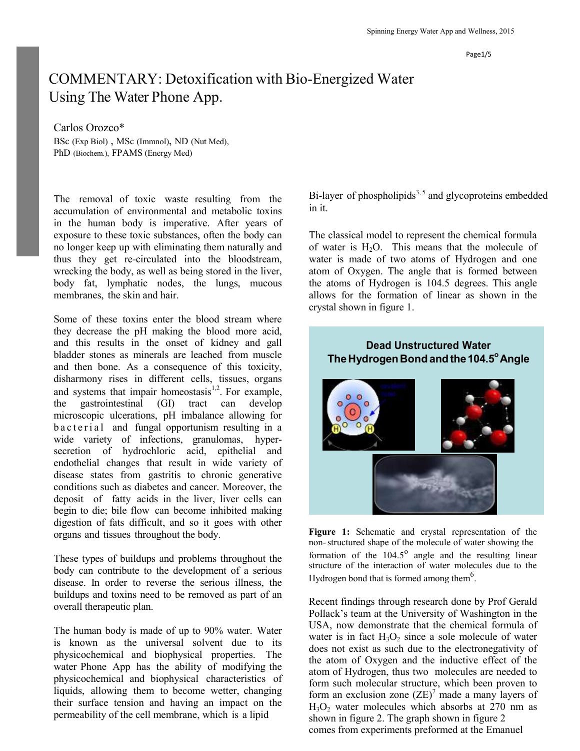# COMMENTARY: Detoxification with Bio-Energized Water Using The Water Phone App.

Carlos Orozco*

BSc (Exp Biol) , MSc (Immnol), ND (Nut Med), PhD (Biochem.), FPAMS (Energy Med)

The removal of toxic waste resulting from the accumulation of environmental and metabolic toxins in the human body is imperative. After years of exposure to these toxic substances, often the body can no longer keep up with eliminating them naturally and thus they get re-circulated into the bloodstream, wrecking the body, as well as being stored in the liver, body fat, lymphatic nodes, the lungs, mucous membranes, the skin and hair.

Some of these toxins enter the blood stream where they decrease the pH making the blood more acid, and this results in the onset of kidney and gall bladder stones as minerals are leached from muscle and then bone. As a consequence of this toxicity, disharmony rises in different cells, tissues, organs and systems that impair homeostasis[1,2]. For example, the gastrointestinal (GI) tract can develop microscopic ulcerations, pH imbalance allowing for bacterial and fungal opportunism resulting in a wide variety of infections, granulomas, hyper-secretion of hydrochloric acid, epithelial and endothelial changes that result in wide variety of disease states from gastritis to chronic generative conditions such as diabetes and cancer. Moreover, the deposit of fatty acids in the liver, liver cells can begin to die; bile flow can become inhibited making digestion of fats difficult, and so it goes with other organs and tissues throughout the body.

These types of buildups and problems throughout the body can contribute to the development of a serious disease. In order to reverse the serious illness, the buildups and toxins need to be removed as part of an overall therapeutic plan.

The human body is made of up to 90% water. Water is known as the universal solvent due to its physicochemical and biophysical properties. The water Phone App has the ability of modifying the physicochemical and biophysical characteristics of liquids, allowing them to become wetter, changing their surface tension and having an impact on the permeability of the cell membrane, which is a lipid Bi-layer of phospholipids[3, 5] and glycoproteins embedded in it.

The classical model to represent the chemical formula of water is $H_2O$. This means that the molecule of water is made of two atoms of Hydrogen and one atom of Oxygen. The angle that is formed between the atoms of Hydrogen is 104.5 degrees. This angle allows for the formation of linear as shown in the crystal shown in figure 1.

**Dead Unstructured Water**
**The Hydrogen Bond and the 104.5° Angle**

**Figure 1:** Schematic and crystal representation of the non- structured shape of the molecule of water showing the formation of the 104.5° angle and the resulting linear structure of the interaction of water molecules due to the Hydrogen bond that is formed among them[6].

Recent findings through research done by Prof Gerald Pollack's team at the University of Washington in the USA, now demonstrate that the chemical formula of water is in fact $H_3O_2$ since a sole molecule of water does not exist as such due to the electronegativity of the atom of Oxygen and the inductive effect of the atom of Hydrogen, thus two molecules are needed to form such molecular structure, which been proven to form an exclusion zone (ZE)[7] made a many layers of $H_3O_2$ water molecules which absorbs at 270 nm as shown in figure 2. The graph shown in figure 2 comes from experiments preformed at the Emanuel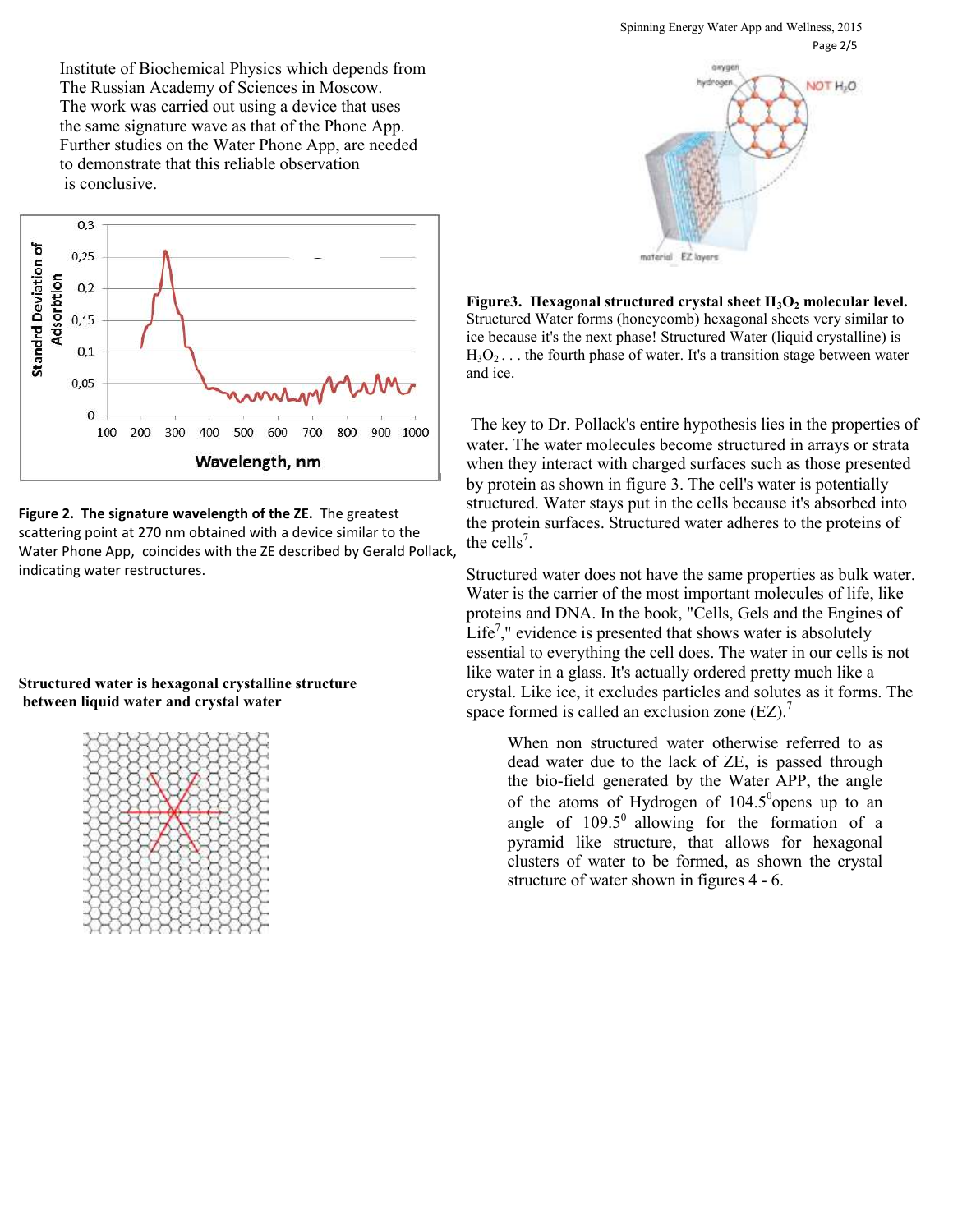Institute of Biochemical Physics which depends from The Russian Academy of Sciences in Moscow. The work was carried out using a device that uses the same signature wave as that of the Phone App. Further studies on the Water Phone App, are needed to demonstrate that this reliable observation is conclusive.

**Figure 2. The signature wavelength of the ZE.** The greatest scattering point at 270 nm obtained with a device similar to the Water Phone App, coincides with the ZE described by Gerald Pollack, indicating water restructures.

**Structured water is hexagonal crystalline structure between liquid water and crystal water**

**Figure3. Hexagonal structured crystal sheet $H_3O_2$ molecular level.** Structured Water forms (honeycomb) hexagonal sheets very similar to ice because it's the next phase! Structured Water (liquid crystalline) is $H_3O_2$ . . . the fourth phase of water. It's a transition stage between water and ice.

The key to Dr. Pollack's entire hypothesis lies in the properties of water. The water molecules become structured in arrays or strata when they interact with charged surfaces such as those presented by protein as shown in figure 3. The cell's water is potentially structured. Water stays put in the cells because it's absorbed into the protein surfaces. Structured water adheres to the proteins of the cells[7].

Structured water does not have the same properties as bulk water. Water is the carrier of the most important molecules of life, like proteins and DNA. In the book, "Cells, Gels and the Engines of Life[7]," evidence is presented that shows water is absolutely essential to everything the cell does. The water in our cells is not like water in a glass. It's actually ordered pretty much like a crystal. Like ice, it excludes particles and solutes as it forms. The space formed is called an exclusion zone (EZ).[7]

When non structured water otherwise referred to as dead water due to the lack of ZE, is passed through the bio-field generated by the Water APP, the angle of the atoms of Hydrogen of $104.5^0$opens up to an angle of $109.5^0$ allowing for the formation of a pyramid like structure, that allows for hexagonal clusters of water to be formed, as shown the crystal structure of water shown in figures 4 - 6.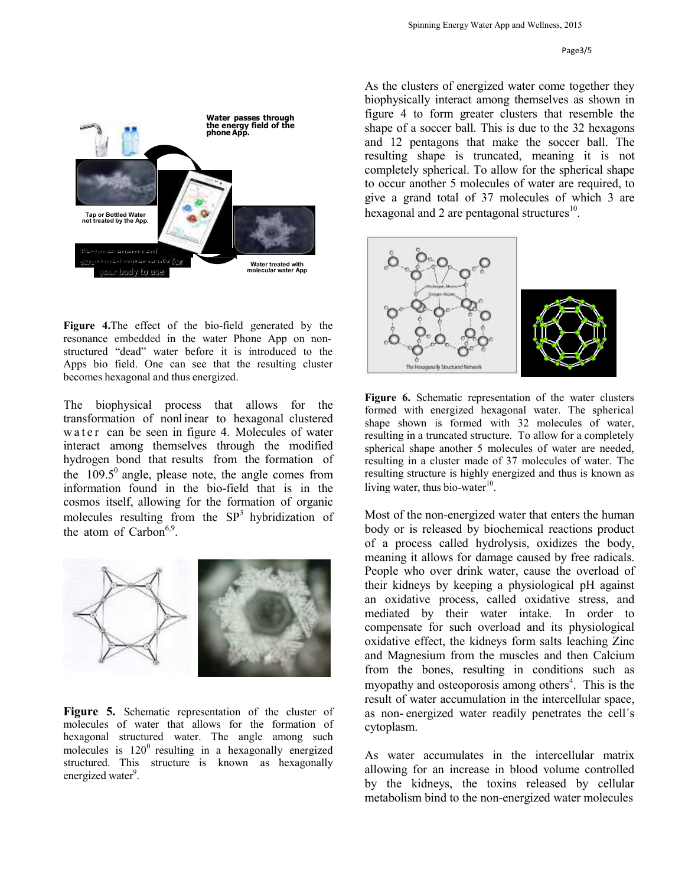Water passes through the energy field of the phone App.

Tap or Bottled Water not treated by the App.

Water treated with molecular water App

**Figure 4.** The effect of the bio-field generated by the resonance embedded in the water Phone App on non-structured "dead" water before it is introduced to the Apps bio field. One can see that the resulting cluster becomes hexagonal and thus energized.

The biophysical process that allows for the transformation of nonlinear to hexagonal clustered water can be seen in figure 4. Molecules of water interact among themselves through the modified hydrogen bond that results from the formation of the $109.5^0$ angle, please note, the angle comes from information found in the bio-field that is in the cosmos itself, allowing for the formation of organic molecules resulting from the $SP^3$ hybridization of the atom of Carbon[6,9].

**Figure 5.** Schematic representation of the cluster of molecules of water that allows for the formation of hexagonal structured water. The angle among such molecules is $120^0$ resulting in a hexagonally energized structured. This structure is known as hexagonally energized water[9].

As the clusters of energized water come together they biophysically interact among themselves as shown in figure 4 to form greater clusters that resemble the shape of a soccer ball. This is due to the 32 hexagons and 12 pentagons that make the soccer ball. The resulting shape is truncated, meaning it is not completely spherical. To allow for the spherical shape to occur another 5 molecules of water are required, to give a grand total of 37 molecules of which 3 are hexagonal and 2 are pentagonal structures[10].

**Figure 6.** Schematic representation of the water clusters formed with energized hexagonal water. The spherical shape shown is formed with 32 molecules of water, resulting in a truncated structure. To allow for a completely spherical shape another 5 molecules of water are needed, resulting in a cluster made of 37 molecules of water. The resulting structure is highly energized and thus is known as living water, thus bio-water[10].

Most of the non-energized water that enters the human body or is released by biochemical reactions product of a process called hydrolysis, oxidizes the body, meaning it allows for damage caused by free radicals. People who over drink water, cause the overload of their kidneys by keeping a physiological pH against an oxidative process, called oxidative stress, and mediated by their water intake. In order to compensate for such overload and its physiological oxidative effect, the kidneys form salts leaching Zinc and Magnesium from the muscles and then Calcium from the bones, resulting in conditions such as myopathy and osteoporosis among others[4]. This is the result of water accumulation in the intercellular space, as non- energized water readily penetrates the cell´s cytoplasm.

As water accumulates in the intercellular matrix allowing for an increase in blood volume controlled by the kidneys, the toxins released by cellular metabolism bind to the non-energized water molecules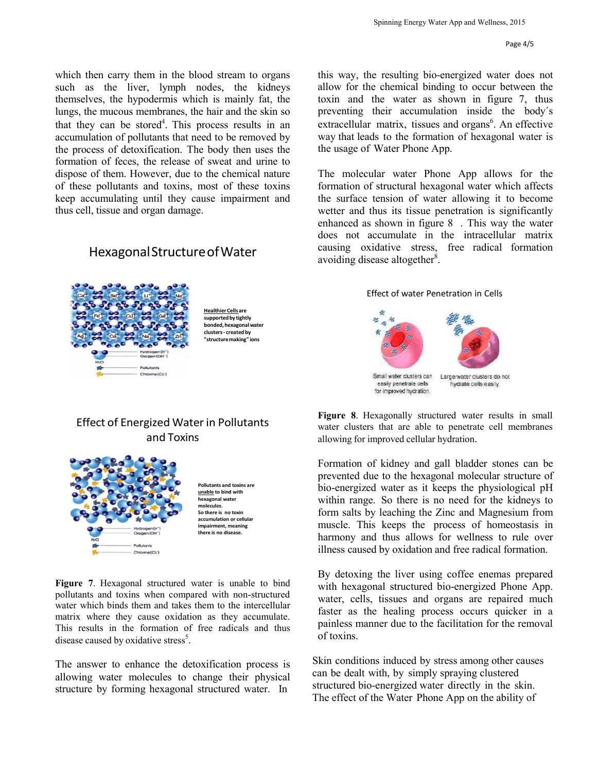which then carry them in the blood stream to organs such as the liver, lymph nodes, the kidneys themselves, the hypodermis which is mainly fat, the lungs, the mucous membranes, the hair and the skin so that they can be stored[4]. This process results in an accumulation of pollutants that need to be removed by the process of detoxification. The body then uses the formation of feces, the release of sweat and urine to dispose of them. However, due to the chemical nature of these pollutants and toxins, most of these toxins keep accumulating until they cause impairment and thus cell, tissue and organ damage.

## Hexagonal Structure of Water

**Healthier Cells are supported by tightly bonded, hexagonal water clusters - created by "structure making" ions**

## Effect of Energized Water in Pollutants and Toxins

**Pollutants and toxins are unable to bind with hexagonal water molecules. So there is no toxin accumulation or cellular impairment, meaning there is no disease.**

**Figure 7**. Hexagonal structured water is unable to bind pollutants and toxins when compared with non-structured water which binds them and takes them to the intercellular matrix where they cause oxidation as they accumulate. This results in the formation of free radicals and thus disease caused by oxidative stress[5].

The answer to enhance the detoxification process is allowing water molecules to change their physical structure by forming hexagonal structured water. In this way, the resulting bio-energized water does not allow for the chemical binding to occur between the toxin and the water as shown in figure 7, thus preventing their accumulation inside the body´s extracellular matrix, tissues and organs[6]. An effective way that leads to the formation of hexagonal water is the usage of Water Phone App.

The molecular water Phone App allows for the formation of structural hexagonal water which affects the surface tension of water allowing it to become wetter and thus its tissue penetration is significantly enhanced as shown in figure 8 . This way the water does not accumulate in the intracellular matrix causing oxidative stress, free radical formation avoiding disease altogether[8].

## Effect of water Penetration in Cells

Small water clusters can easily penetrate cells for improved hydration. Large water clusters do not hydrate cells easily.

**Figure 8**. Hexagonally structured water results in small water clusters that are able to penetrate cell membranes allowing for improved cellular hydration.

Formation of kidney and gall bladder stones can be prevented due to the hexagonal molecular structure of bio-energized water as it keeps the physiological pH within range. So there is no need for the kidneys to form salts by leaching the Zinc and Magnesium from muscle. This keeps the process of homeostasis in harmony and thus allows for wellness to rule over illness caused by oxidation and free radical formation.

By detoxing the liver using coffee enemas prepared with hexagonal structured bio-energized Phone App. water, cells, tissues and organs are repaired much faster as the healing process occurs quicker in a painless manner due to the facilitation for the removal of toxins.

Skin conditions induced by stress among other causes can be dealt with, by simply spraying clustered structured bio-energized water directly in the skin. The effect of the Water Phone App on the ability of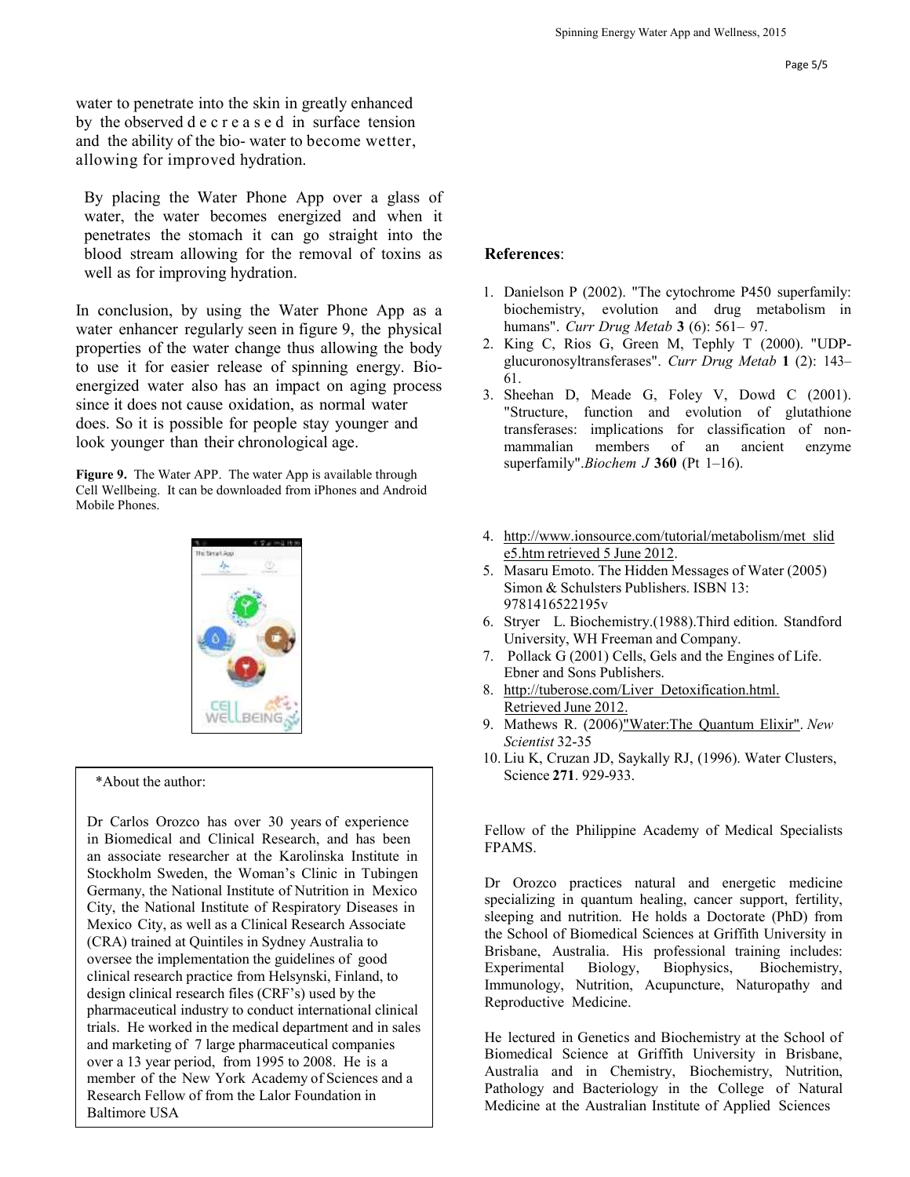water to penetrate into the skin in greatly enhanced by the observed d e c r e a s e d in surface tension and the ability of the bio- water to become wetter, allowing for improved hydration.

By placing the Water Phone App over a glass of water, the water becomes energized and when it penetrates the stomach it can go straight into the blood stream allowing for the removal of toxins as well as for improving hydration.

In conclusion, by using the Water Phone App as a water enhancer regularly seen in figure 9, the physical properties of the water change thus allowing the body to use it for easier release of spinning energy. Bio-energized water also has an impact on aging process since it does not cause oxidation, as normal water does. So it is possible for people stay younger and look younger than their chronological age.

**Figure 9.** The Water APP. The water App is available through Cell Wellbeing. It can be downloaded from iPhones and Android Mobile Phones.

*About the author:

Dr Carlos Orozco has over 30 years of experience in Biomedical and Clinical Research, and has been an associate researcher at the Karolinska Institute in Stockholm Sweden, the Woman's Clinic in Tubingen Germany, the National Institute of Nutrition in Mexico City, the National Institute of Respiratory Diseases in Mexico City, as well as a Clinical Research Associate (CRA) trained at Quintiles in Sydney Australia to oversee the implementation the guidelines of good clinical research practice from Helsynski, Finland, to design clinical research files (CRF's) used by the pharmaceutical industry to conduct international clinical trials. He worked in the medical department and in sales and marketing of 7 large pharmaceutical companies over a 13 year period, from 1995 to 2008. He is a member of the New York Academy of Sciences and a Research Fellow of from the Lalor Foundation in Baltimore USA

Fellow of the Philippine Academy of Medical Specialists FPAMS.

Dr Orozco practices natural and energetic medicine specializing in quantum healing, cancer support, fertility, sleeping and nutrition. He holds a Doctorate (PhD) from the School of Biomedical Sciences at Griffith University in Brisbane, Australia. His professional training includes: Experimental Biology, Biophysics, Biochemistry, Immunology, Nutrition, Acupuncture, Naturopathy and Reproductive Medicine.

He lectured in Genetics and Biochemistry at the School of Biomedical Science at Griffith University in Brisbane, Australia and in Chemistry, Biochemistry, Nutrition, Pathology and Bacteriology in the College of Natural Medicine at the Australian Institute of Applied Sciences

**References**:

1. Danielson P (2002). "The cytochrome P450 superfamily: biochemistry, evolution and drug metabolism in humans". *Curr Drug Metab* **3** (6): 561– 97.
2. King C, Rios G, Green M, Tephly T (2000). "UDP-glucuronosyltransferases". *Curr Drug Metab* **1** (2): 143–61.
3. Sheehan D, Meade G, Foley V, Dowd C (2001). "Structure, function and evolution of glutathione transferases: implications for classification of non-mammalian members of an ancient enzyme superfamily".*Biochem J* **360** (Pt 1–16).
4. http://www.ionsource.com/tutorial/metabolism/met_slide5.htm retrieved 5 June 2012.
5. Masaru Emoto. The Hidden Messages of Water (2005) Simon & Schulsters Publishers. ISBN 13: 9781416522195v
6. Stryer L. Biochemistry.(1988).Third edition. Standford University, WH Freeman and Company.
7. Pollack G (2001) Cells, Gels and the Engines of Life. Ebner and Sons Publishers.
8. http://tuberose.com/Liver_Detoxification.html. Retrieved June 2012.
9. Mathews R. (2006)"Water:The Quantum Elixir". *New Scientist* 32-35
10. Liu K, Cruzan JD, Saykally RJ, (1996). Water Clusters, Science **271**. 929-933.